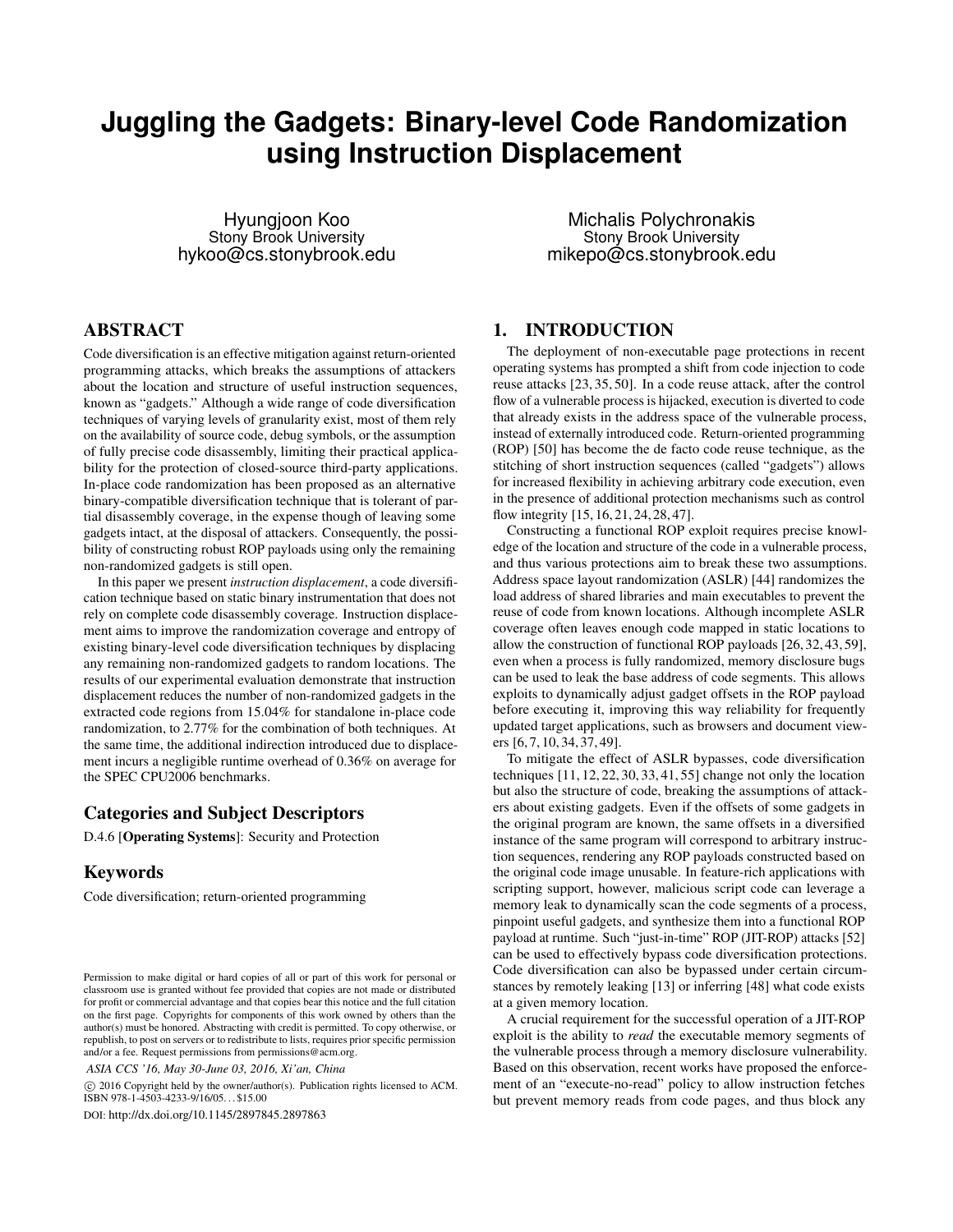# Juggling the Gadgets: Binary-level Code Randomization using Instruction Displacement

Hyungjoon Koo
Stony Brook University
hykoo@cs.stonybrook.edu

Michalis Polychronakis
Stony Brook University
mikepo@cs.stonybrook.edu

## ABSTRACT

Code diversification is an effective mitigation against return-oriented programming attacks, which breaks the assumptions of attackers about the location and structure of useful instruction sequences, known as "gadgets." Although a wide range of code diversification techniques of varying levels of granularity exist, most of them rely on the availability of source code, debug symbols, or the assumption of fully precise code disassembly, limiting their practical applicability for the protection of closed-source third-party applications. In-place code randomization has been proposed as an alternative binary-compatible diversification technique that is tolerant of partial disassembly coverage, in the expense though of leaving some gadgets intact, at the disposal of attackers. Consequently, the possibility of constructing robust ROP payloads using only the remaining non-randomized gadgets is still open.

In this paper we present *instruction displacement*, a code diversification technique based on static binary instrumentation that does not rely on complete code disassembly coverage. Instruction displacement aims to improve the randomization coverage and entropy of existing binary-level code diversification techniques by displacing any remaining non-randomized gadgets to random locations. The results of our experimental evaluation demonstrate that instruction displacement reduces the number of non-randomized gadgets in the extracted code regions from 15.04% for standalone in-place code randomization, to 2.77% for the combination of both techniques. At the same time, the additional indirection introduced due to displacement incurs a negligible runtime overhead of 0.36% on average for the SPEC CPU2006 benchmarks.

### Categories and Subject Descriptors

D.4.6 [**Operating Systems**]: Security and Protection

### Keywords

Code diversification; return-oriented programming

Permission to make digital or hard copies of all or part of this work for personal or classroom use is granted without fee provided that copies are not made or distributed for profit or commercial advantage and that copies bear this notice and the full citation on the first page. Copyrights for components of this work owned by others than the author(s) must be honored. Abstracting with credit is permitted. To copy otherwise, or republish, to post on servers or to redistribute to lists, requires prior specific permission and/or a fee. Request permissions from permissions@acm.org.

*ASIA CCS '16, May 30-June 03, 2016, Xi'an, China*

© 2016 Copyright held by the owner/author(s). Publication rights licensed to ACM. ISBN 978-1-4503-4233-9/16/05…$15.00

DOI: http://dx.doi.org/10.1145/2897845.2897863

## 1. INTRODUCTION

The deployment of non-executable page protections in recent operating systems has prompted a shift from code injection to code reuse attacks [23, 35, 50]. In a code reuse attack, after the control flow of a vulnerable process is hijacked, execution is diverted to code that already exists in the address space of the vulnerable process, instead of externally introduced code. Return-oriented programming (ROP) [50] has become the de facto code reuse technique, as the stitching of short instruction sequences (called "gadgets") allows for increased flexibility in achieving arbitrary code execution, even in the presence of additional protection mechanisms such as control flow integrity [15, 16, 21, 24, 28, 47].

Constructing a functional ROP exploit requires precise knowledge of the location and structure of the code in a vulnerable process, and thus various protections aim to break these two assumptions. Address space layout randomization (ASLR) [44] randomizes the load address of shared libraries and main executables to prevent the reuse of code from known locations. Although incomplete ASLR coverage often leaves enough code mapped in static locations to allow the construction of functional ROP payloads [26, 32, 43, 59], even when a process is fully randomized, memory disclosure bugs can be used to leak the base address of code segments. This allows exploits to dynamically adjust gadget offsets in the ROP payload before executing it, improving this way reliability for frequently updated target applications, such as browsers and document viewers [6, 7, 10, 34, 37, 49].

To mitigate the effect of ASLR bypasses, code diversification techniques [11, 12, 22, 30, 33, 41, 55] change not only the location but also the structure of code, breaking the assumptions of attackers about existing gadgets. Even if the offsets of some gadgets in the original program are known, the same offsets in a diversified instance of the same program will correspond to arbitrary instruction sequences, rendering any ROP payloads constructed based on the original code image unusable. In feature-rich applications with scripting support, however, malicious script code can leverage a memory leak to dynamically scan the code segments of a process, pinpoint useful gadgets, and synthesize them into a functional ROP payload at runtime. Such "just-in-time" ROP (JIT-ROP) attacks [52] can be used to effectively bypass code diversification protections. Code diversification can also be bypassed under certain circumstances by remotely leaking [13] or inferring [48] what code exists at a given memory location.

A crucial requirement for the successful operation of a JIT-ROP exploit is the ability to *read* the executable memory segments of the vulnerable process through a memory disclosure vulnerability. Based on this observation, recent works have proposed the enforcement of an "execute-no-read" policy to allow instruction fetches but prevent memory reads from code pages, and thus block any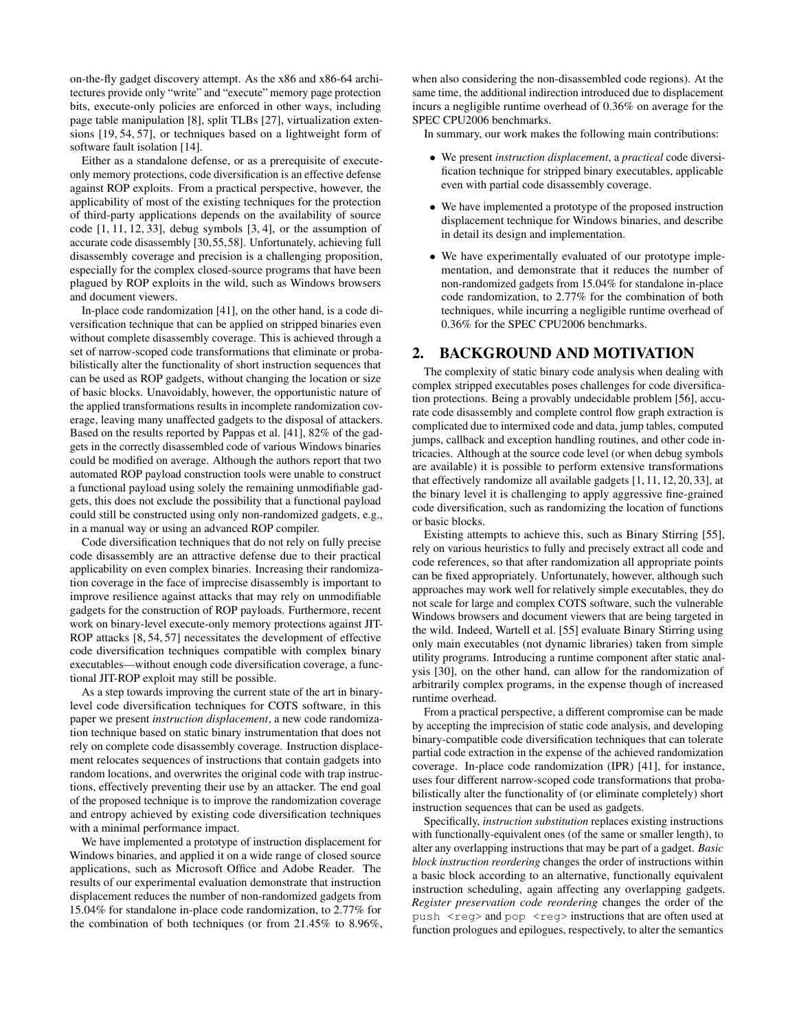on-the-fly gadget discovery attempt. As the x86 and x86-64 architectures provide only "write" and "execute" memory page protection bits, execute-only policies are enforced in other ways, including page table manipulation [8], split TLBs [27], virtualization extensions [19, 54, 57], or techniques based on a lightweight form of software fault isolation [14].

Either as a standalone defense, or as a prerequisite of execute-only memory protections, code diversification is an effective defense against ROP exploits. From a practical perspective, however, the applicability of most of the existing techniques for the protection of third-party applications depends on the availability of source code [1, 11, 12, 33], debug symbols [3, 4], or the assumption of accurate code disassembly [30,55,58]. Unfortunately, achieving full disassembly coverage and precision is a challenging proposition, especially for the complex closed-source programs that have been plagued by ROP exploits in the wild, such as Windows browsers and document viewers.

In-place code randomization [41], on the other hand, is a code diversification technique that can be applied on stripped binaries even without complete disassembly coverage. This is achieved through a set of narrow-scoped code transformations that eliminate or probabilistically alter the functionality of short instruction sequences that can be used as ROP gadgets, without changing the location or size of basic blocks. Unavoidably, however, the opportunistic nature of the applied transformations results in incomplete randomization coverage, leaving many unaffected gadgets to the disposal of attackers. Based on the results reported by Pappas et al. [41], 82% of the gadgets in the correctly disassembled code of various Windows binaries could be modified on average. Although the authors report that two automated ROP payload construction tools were unable to construct a functional payload using solely the remaining unmodifiable gadgets, this does not exclude the possibility that a functional payload could still be constructed using only non-randomized gadgets, e.g., in a manual way or using an advanced ROP compiler.

Code diversification techniques that do not rely on fully precise code disassembly are an attractive defense due to their practical applicability on even complex binaries. Increasing their randomization coverage in the face of imprecise disassembly is important to improve resilience against attacks that may rely on unmodifiable gadgets for the construction of ROP payloads. Furthermore, recent work on binary-level execute-only memory protections against JIT-ROP attacks [8, 54, 57] necessitates the development of effective code diversification techniques compatible with complex binary executables—without enough code diversification coverage, a functional JIT-ROP exploit may still be possible.

As a step towards improving the current state of the art in binary-level code diversification techniques for COTS software, in this paper we present *instruction displacement*, a new code randomization technique based on static binary instrumentation that does not rely on complete code disassembly coverage. Instruction displacement relocates sequences of instructions that contain gadgets into random locations, and overwrites the original code with trap instructions, effectively preventing their use by an attacker. The end goal of the proposed technique is to improve the randomization coverage and entropy achieved by existing code diversification techniques with a minimal performance impact.

We have implemented a prototype of instruction displacement for Windows binaries, and applied it on a wide range of closed source applications, such as Microsoft Office and Adobe Reader. The results of our experimental evaluation demonstrate that instruction displacement reduces the number of non-randomized gadgets from 15.04% for standalone in-place code randomization, to 2.77% for the combination of both techniques (or from 21.45% to 8.96%, when also considering the non-disassembled code regions). At the same time, the additional indirection introduced due to displacement incurs a negligible runtime overhead of 0.36% on average for the SPEC CPU2006 benchmarks.

In summary, our work makes the following main contributions:

- We present *instruction displacement*, a *practical* code diversification technique for stripped binary executables, applicable even with partial code disassembly coverage.
- We have implemented a prototype of the proposed instruction displacement technique for Windows binaries, and describe in detail its design and implementation.
- We have experimentally evaluated of our prototype implementation, and demonstrate that it reduces the number of non-randomized gadgets from 15.04% for standalone in-place code randomization, to 2.77% for the combination of both techniques, while incurring a negligible runtime overhead of 0.36% for the SPEC CPU2006 benchmarks.

## 2. BACKGROUND AND MOTIVATION

The complexity of static binary code analysis when dealing with complex stripped executables poses challenges for code diversification protections. Being a provably undecidable problem [56], accurate code disassembly and complete control flow graph extraction is complicated due to intermixed code and data, jump tables, computed jumps, callback and exception handling routines, and other code intricacies. Although at the source code level (or when debug symbols are available) it is possible to perform extensive transformations that effectively randomize all available gadgets [1, 11, 12, 20, 33], at the binary level it is challenging to apply aggressive fine-grained code diversification, such as randomizing the location of functions or basic blocks.

Existing attempts to achieve this, such as Binary Stirring [55], rely on various heuristics to fully and precisely extract all code and code references, so that after randomization all appropriate points can be fixed appropriately. Unfortunately, however, although such approaches may work well for relatively simple executables, they do not scale for large and complex COTS software, such the vulnerable Windows browsers and document viewers that are being targeted in the wild. Indeed, Wartell et al. [55] evaluate Binary Stirring using only main executables (not dynamic libraries) taken from simple utility programs. Introducing a runtime component after static analysis [30], on the other hand, can allow for the randomization of arbitrarily complex programs, in the expense though of increased runtime overhead.

From a practical perspective, a different compromise can be made by accepting the imprecision of static code analysis, and developing binary-compatible code diversification techniques that can tolerate partial code extraction in the expense of the achieved randomization coverage. In-place code randomization (IPR) [41], for instance, uses four different narrow-scoped code transformations that probabilistically alter the functionality of (or eliminate completely) short instruction sequences that can be used as gadgets.

Specifically, *instruction substitution* replaces existing instructions with functionally-equivalent ones (of the same or smaller length), to alter any overlapping instructions that may be part of a gadget. *Basic block instruction reordering* changes the order of instructions within a basic block according to an alternative, functionally equivalent instruction scheduling, again affecting any overlapping gadgets. *Register preservation code reordering* changes the order of the `push <reg>` and `pop <reg>` instructions that are often used at function prologues and epilogues, respectively, to alter the semantics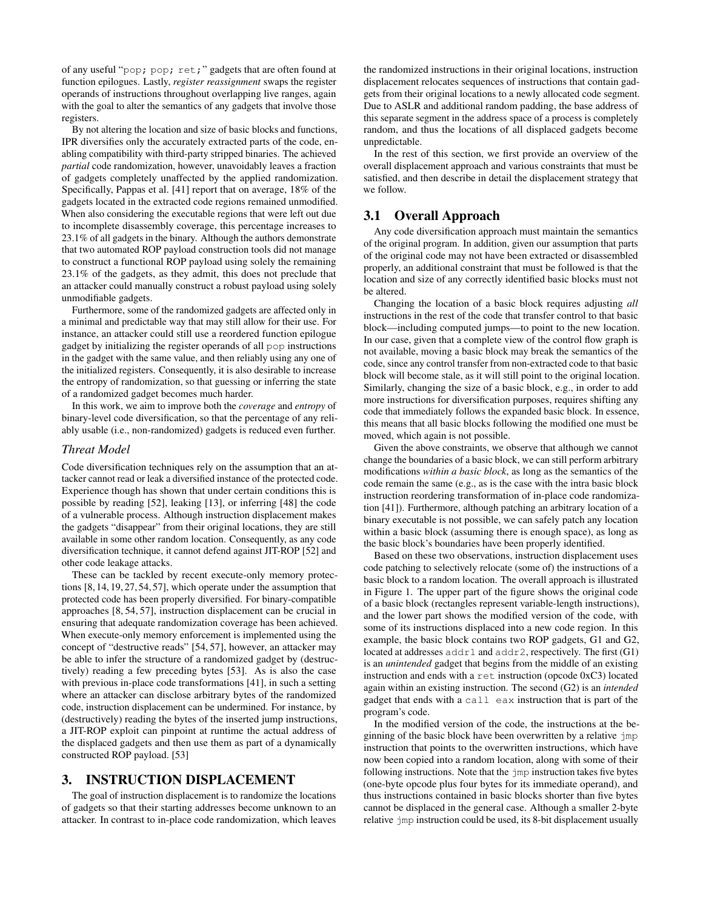of any useful "`pop; pop; ret;`" gadgets that are often found at function epilogues. Lastly, *register reassignment* swaps the register operands of instructions throughout overlapping live ranges, again with the goal to alter the semantics of any gadgets that involve those registers.

By not altering the location and size of basic blocks and functions, IPR diversifies only the accurately extracted parts of the code, enabling compatibility with third-party stripped binaries. The achieved *partial* code randomization, however, unavoidably leaves a fraction of gadgets completely unaffected by the applied randomization. Specifically, Pappas et al. [41] report that on average, 18% of the gadgets located in the extracted code regions remained unmodified. When also considering the executable regions that were left out due to incomplete disassembly coverage, this percentage increases to 23.1% of all gadgets in the binary. Although the authors demonstrate that two automated ROP payload construction tools did not manage to construct a functional ROP payload using solely the remaining 23.1% of the gadgets, as they admit, this does not preclude that an attacker could manually construct a robust payload using solely unmodifiable gadgets.

Furthermore, some of the randomized gadgets are affected only in a minimal and predictable way that may still allow for their use. For instance, an attacker could still use a reordered function epilogue gadget by initializing the register operands of all `pop` instructions in the gadget with the same value, and then reliably using any one of the initialized registers. Consequently, it is also desirable to increase the entropy of randomization, so that guessing or inferring the state of a randomized gadget becomes much harder.

In this work, we aim to improve both the *coverage* and *entropy* of binary-level code diversification, so that the percentage of any reliably usable (i.e., non-randomized) gadgets is reduced even further.

### *Threat Model*

Code diversification techniques rely on the assumption that an attacker cannot read or leak a diversified instance of the protected code. Experience though has shown that under certain conditions this is possible by reading [52], leaking [13], or inferring [48] the code of a vulnerable process. Although instruction displacement makes the gadgets "disappear" from their original locations, they are still available in some other random location. Consequently, as any code diversification technique, it cannot defend against JIT-ROP [52] and other code leakage attacks.

These can be tackled by recent execute-only memory protections [8, 14, 19, 27, 54, 57], which operate under the assumption that protected code has been properly diversified. For binary-compatible approaches [8, 54, 57], instruction displacement can be crucial in ensuring that adequate randomization coverage has been achieved. When execute-only memory enforcement is implemented using the concept of "destructive reads" [54, 57], however, an attacker may be able to infer the structure of a randomized gadget by (destructively) reading a few preceding bytes [53]. As is also the case with previous in-place code transformations [41], in such a setting where an attacker can disclose arbitrary bytes of the randomized code, instruction displacement can be undermined. For instance, by (destructively) reading the bytes of the inserted jump instructions, a JIT-ROP exploit can pinpoint at runtime the actual address of the displaced gadgets and then use them as part of a dynamically constructed ROP payload. [53]

# 3. INSTRUCTION DISPLACEMENT

The goal of instruction displacement is to randomize the locations of gadgets so that their starting addresses become unknown to an attacker. In contrast to in-place code randomization, which leaves the randomized instructions in their original locations, instruction displacement relocates sequences of instructions that contain gadgets from their original locations to a newly allocated code segment. Due to ASLR and additional random padding, the base address of this separate segment in the address space of a process is completely random, and thus the locations of all displaced gadgets become unpredictable.

In the rest of this section, we first provide an overview of the overall displacement approach and various constraints that must be satisfied, and then describe in detail the displacement strategy that we follow.

## 3.1 Overall Approach

Any code diversification approach must maintain the semantics of the original program. In addition, given our assumption that parts of the original code may not have been extracted or disassembled properly, an additional constraint that must be followed is that the location and size of any correctly identified basic blocks must not be altered.

Changing the location of a basic block requires adjusting *all* instructions in the rest of the code that transfer control to that basic block—including computed jumps—to point to the new location. In our case, given that a complete view of the control flow graph is not available, moving a basic block may break the semantics of the code, since any control transfer from non-extracted code to that basic block will become stale, as it will still point to the original location. Similarly, changing the size of a basic block, e.g., in order to add more instructions for diversification purposes, requires shifting any code that immediately follows the expanded basic block. In essence, this means that all basic blocks following the modified one must be moved, which again is not possible.

Given the above constraints, we observe that although we cannot change the boundaries of a basic block, we can still perform arbitrary modifications *within a basic block*, as long as the semantics of the code remain the same (e.g., as is the case with the intra basic block instruction reordering transformation of in-place code randomization [41]). Furthermore, although patching an arbitrary location of a binary executable is not possible, we can safely patch any location within a basic block (assuming there is enough space), as long as the basic block's boundaries have been properly identified.

Based on these two observations, instruction displacement uses code patching to selectively relocate (some of) the instructions of a basic block to a random location. The overall approach is illustrated in Figure 1. The upper part of the figure shows the original code of a basic block (rectangles represent variable-length instructions), and the lower part shows the modified version of the code, with some of its instructions displaced into a new code region. In this example, the basic block contains two ROP gadgets, G1 and G2, located at addresses `addr1` and `addr2`, respectively. The first (G1) is an *unintended* gadget that begins from the middle of an existing instruction and ends with a `ret` instruction (opcode 0xC3) located again within an existing instruction. The second (G2) is an *intended* gadget that ends with a `call eax` instruction that is part of the program's code.

In the modified version of the code, the instructions at the beginning of the basic block have been overwritten by a relative `jmp` instruction that points to the overwritten instructions, which have now been copied into a random location, along with some of their following instructions. Note that the `jmp` instruction takes five bytes (one-byte opcode plus four bytes for its immediate operand), and thus instructions contained in basic blocks shorter than five bytes cannot be displaced in the general case. Although a smaller 2-byte relative `jmp` instruction could be used, its 8-bit displacement usually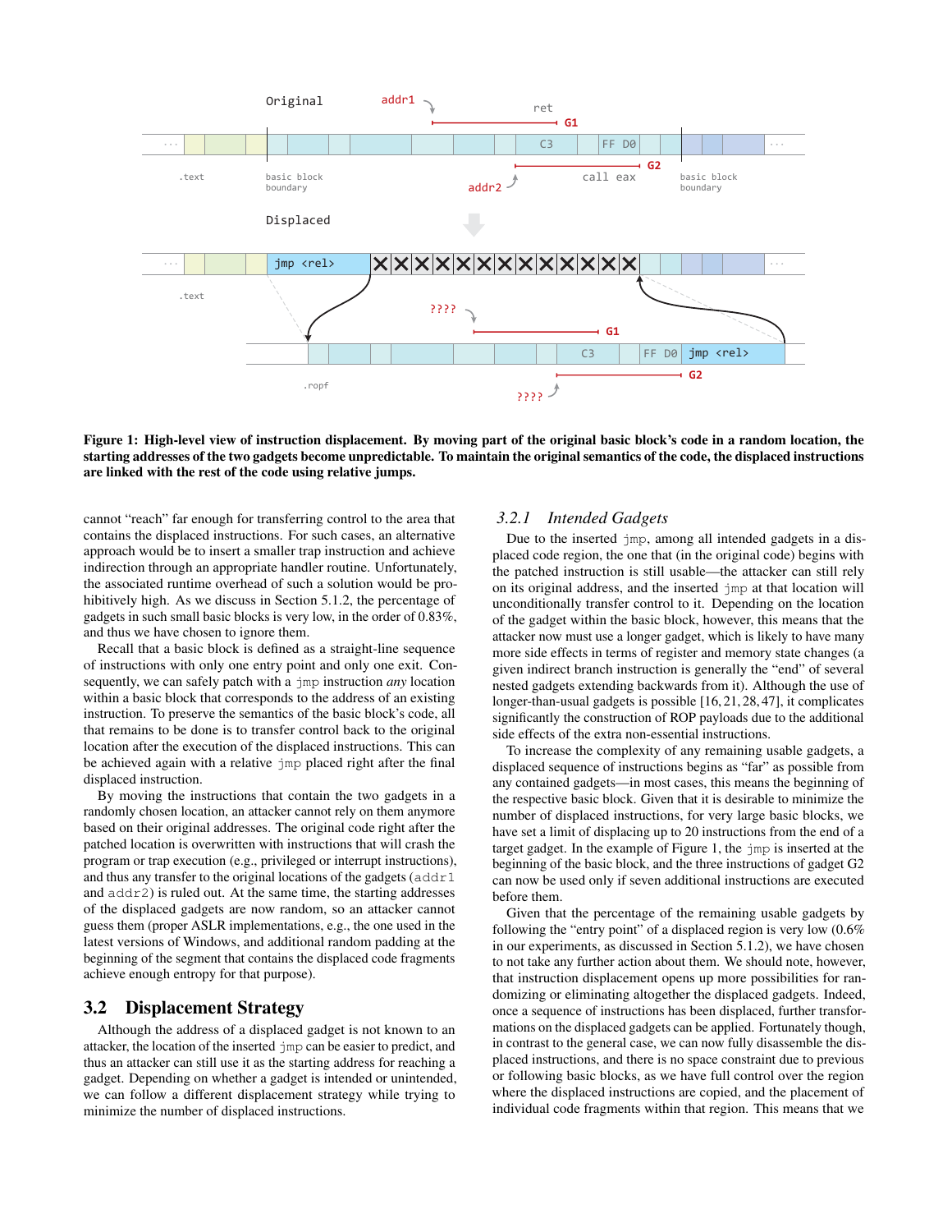**Figure 1: High-level view of instruction displacement. By moving part of the original basic block's code in a random location, the starting addresses of the two gadgets become unpredictable. To maintain the original semantics of the code, the displaced instructions are linked with the rest of the code using relative jumps.**

cannot "reach" far enough for transferring control to the area that contains the displaced instructions. For such cases, an alternative approach would be to insert a smaller trap instruction and achieve indirection through an appropriate handler routine. Unfortunately, the associated runtime overhead of such a solution would be prohibitively high. As we discuss in Section 5.1.2, the percentage of gadgets in such small basic blocks is very low, in the order of 0.83%, and thus we have chosen to ignore them.

Recall that a basic block is defined as a straight-line sequence of instructions with only one entry point and only one exit. Consequently, we can safely patch with a `jmp` instruction *any* location within a basic block that corresponds to the address of an existing instruction. To preserve the semantics of the basic block's code, all that remains to be done is to transfer control back to the original location after the execution of the displaced instructions. This can be achieved again with a relative `jmp` placed right after the final displaced instruction.

By moving the instructions that contain the two gadgets in a randomly chosen location, an attacker cannot rely on them anymore based on their original addresses. The original code right after the patched location is overwritten with instructions that will crash the program or trap execution (e.g., privileged or interrupt instructions), and thus any transfer to the original locations of the gadgets (`addr1` and `addr2`) is ruled out. At the same time, the starting addresses of the displaced gadgets are now random, so an attacker cannot guess them (proper ASLR implementations, e.g., the one used in the latest versions of Windows, and additional random padding at the beginning of the segment that contains the displaced code fragments achieve enough entropy for that purpose).

## 3.2 Displacement Strategy

Although the address of a displaced gadget is not known to an attacker, the location of the inserted `jmp` can be easier to predict, and thus an attacker can still use it as the starting address for reaching a gadget. Depending on whether a gadget is intended or unintended, we can follow a different displacement strategy while trying to minimize the number of displaced instructions.

### 3.2.1 Intended Gadgets

Due to the inserted `jmp`, among all intended gadgets in a displaced code region, the one that (in the original code) begins with the patched instruction is still usable—the attacker can still rely on its original address, and the inserted `jmp` at that location will unconditionally transfer control to it. Depending on the location of the gadget within the basic block, however, this means that the attacker now must use a longer gadget, which is likely to have many more side effects in terms of register and memory state changes (a given indirect branch instruction is generally the "end" of several nested gadgets extending backwards from it). Although the use of longer-than-usual gadgets is possible [16, 21, 28, 47], it complicates significantly the construction of ROP payloads due to the additional side effects of the extra non-essential instructions.

To increase the complexity of any remaining usable gadgets, a displaced sequence of instructions begins as "far" as possible from any contained gadgets—in most cases, this means the beginning of the respective basic block. Given that it is desirable to minimize the number of displaced instructions, for very large basic blocks, we have set a limit of displacing up to 20 instructions from the end of a target gadget. In the example of Figure 1, the `jmp` is inserted at the beginning of the basic block, and the three instructions of gadget G2 can now be used only if seven additional instructions are executed before them.

Given that the percentage of the remaining usable gadgets by following the "entry point" of a displaced region is very low (0.6% in our experiments, as discussed in Section 5.1.2), we have chosen to not take any further action about them. We should note, however, that instruction displacement opens up more possibilities for randomizing or eliminating altogether the displaced gadgets. Indeed, once a sequence of instructions has been displaced, further transformations on the displaced gadgets can be applied. Fortunately though, in contrast to the general case, we can now fully disassemble the displaced instructions, and there is no space constraint due to previous or following basic blocks, as we have full control over the region where the displaced instructions are copied, and the placement of individual code fragments within that region. This means that we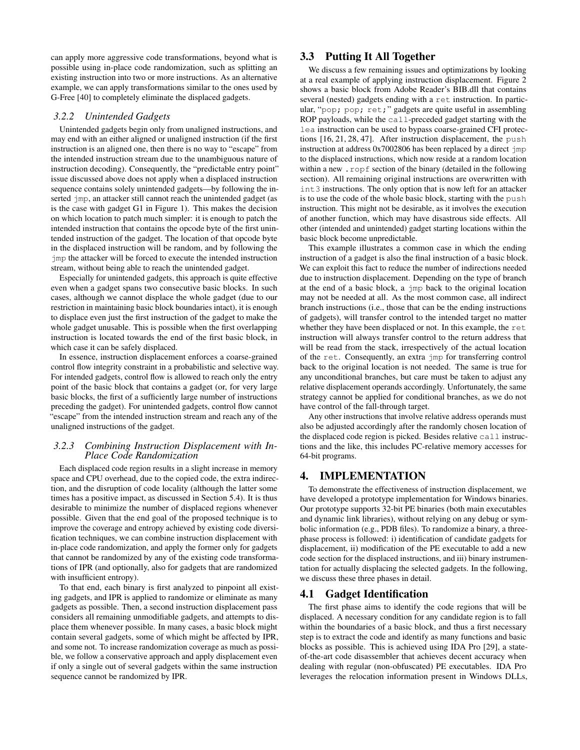can apply more aggressive code transformations, beyond what is possible using in-place code randomization, such as splitting an existing instruction into two or more instructions. As an alternative example, we can apply transformations similar to the ones used by G-Free [40] to completely eliminate the displaced gadgets.

### 3.2.2 Unintended Gadgets

Unintended gadgets begin only from unaligned instructions, and may end with an either aligned or unaligned instruction (if the first instruction is an aligned one, then there is no way to "escape" from the intended instruction stream due to the unambiguous nature of instruction decoding). Consequently, the "predictable entry point" issue discussed above does not apply when a displaced instruction sequence contains solely unintended gadgets—by following the inserted `jmp`, an attacker still cannot reach the unintended gadget (as is the case with gadget G1 in Figure 1). This makes the decision on which location to patch much simpler: it is enough to patch the intended instruction that contains the opcode byte of the first unintended instruction of the gadget. The location of that opcode byte in the displaced instruction will be random, and by following the `jmp` the attacker will be forced to execute the intended instruction stream, without being able to reach the unintended gadget.

Especially for unintended gadgets, this approach is quite effective even when a gadget spans two consecutive basic blocks. In such cases, although we cannot displace the whole gadget (due to our restriction in maintaining basic block boundaries intact), it is enough to displace even just the first instruction of the gadget to make the whole gadget unusable. This is possible when the first overlapping instruction is located towards the end of the first basic block, in which case it can be safely displaced.

In essence, instruction displacement enforces a coarse-grained control flow integrity constraint in a probabilistic and selective way. For intended gadgets, control flow is allowed to reach only the entry point of the basic block that contains a gadget (or, for very large basic blocks, the first of a sufficiently large number of instructions preceding the gadget). For unintended gadgets, control flow cannot "escape" from the intended instruction stream and reach any of the unaligned instructions of the gadget.

### 3.2.3 Combining Instruction Displacement with In-Place Code Randomization

Each displaced code region results in a slight increase in memory space and CPU overhead, due to the copied code, the extra indirection, and the disruption of code locality (although the latter some times has a positive impact, as discussed in Section 5.4). It is thus desirable to minimize the number of displaced regions whenever possible. Given that the end goal of the proposed technique is to improve the coverage and entropy achieved by existing code diversification techniques, we can combine instruction displacement with in-place code randomization, and apply the former only for gadgets that cannot be randomized by any of the existing code transformations of IPR (and optionally, also for gadgets that are randomized with insufficient entropy).

To that end, each binary is first analyzed to pinpoint all existing gadgets, and IPR is applied to randomize or eliminate as many gadgets as possible. Then, a second instruction displacement pass considers all remaining unmodifiable gadgets, and attempts to displace them whenever possible. In many cases, a basic block might contain several gadgets, some of which might be affected by IPR, and some not. To increase randomization coverage as much as possible, we follow a conservative approach and apply displacement even if only a single out of several gadgets within the same instruction sequence cannot be randomized by IPR.

## 3.3 Putting It All Together

We discuss a few remaining issues and optimizations by looking at a real example of applying instruction displacement. Figure 2 shows a basic block from Adobe Reader's BIB.dll that contains several (nested) gadgets ending with a `ret` instruction. In particular, "`pop; pop; ret;`" gadgets are quite useful in assembling ROP payloads, while the `call`-preceded gadget starting with the `lea` instruction can be used to bypass coarse-grained CFI protections [16, 21, 28, 47]. After instruction displacement, the `push` instruction at address 0x7002806 has been replaced by a direct `jmp` to the displaced instructions, which now reside at a random location within a new `.ropf` section of the binary (detailed in the following section). All remaining original instructions are overwritten with `int3` instructions. The only option that is now left for an attacker is to use the code of the whole basic block, starting with the `push` instruction. This might not be desirable, as it involves the execution of another function, which may have disastrous side effects. All other (intended and unintended) gadget starting locations within the basic block become unpredictable.

This example illustrates a common case in which the ending instruction of a gadget is also the final instruction of a basic block. We can exploit this fact to reduce the number of indirections needed due to instruction displacement. Depending on the type of branch at the end of a basic block, a `jmp` back to the original location may not be needed at all. As the most common case, all indirect branch instructions (i.e., those that can be the ending instructions of gadgets), will transfer control to the intended target no matter whether they have been displaced or not. In this example, the `ret` instruction will always transfer control to the return address that will be read from the stack, irrespectively of the actual location of the `ret`. Consequently, an extra `jmp` for transferring control back to the original location is not needed. The same is true for any unconditional branches, but care must be taken to adjust any relative displacement operands accordingly. Unfortunately, the same strategy cannot be applied for conditional branches, as we do not have control of the fall-through target.

Any other instructions that involve relative address operands must also be adjusted accordingly after the randomly chosen location of the displaced code region is picked. Besides relative `call` instructions and the like, this includes PC-relative memory accesses for 64-bit programs.

# 4. IMPLEMENTATION

To demonstrate the effectiveness of instruction displacement, we have developed a prototype implementation for Windows binaries. Our prototype supports 32-bit PE binaries (both main executables and dynamic link libraries), without relying on any debug or symbolic information (e.g., PDB files). To randomize a binary, a three-phase process is followed: i) identification of candidate gadgets for displacement, ii) modification of the PE executable to add a new code section for the displaced instructions, and iii) binary instrumentation for actually displacing the selected gadgets. In the following, we discuss these three phases in detail.

## 4.1 Gadget Identification

The first phase aims to identify the code regions that will be displaced. A necessary condition for any candidate region is to fall within the boundaries of a basic block, and thus a first necessary step is to extract the code and identify as many functions and basic blocks as possible. This is achieved using IDA Pro [29], a state-of-the-art code disassembler that achieves decent accuracy when dealing with regular (non-obfuscated) PE executables. IDA Pro leverages the relocation information present in Windows DLLs,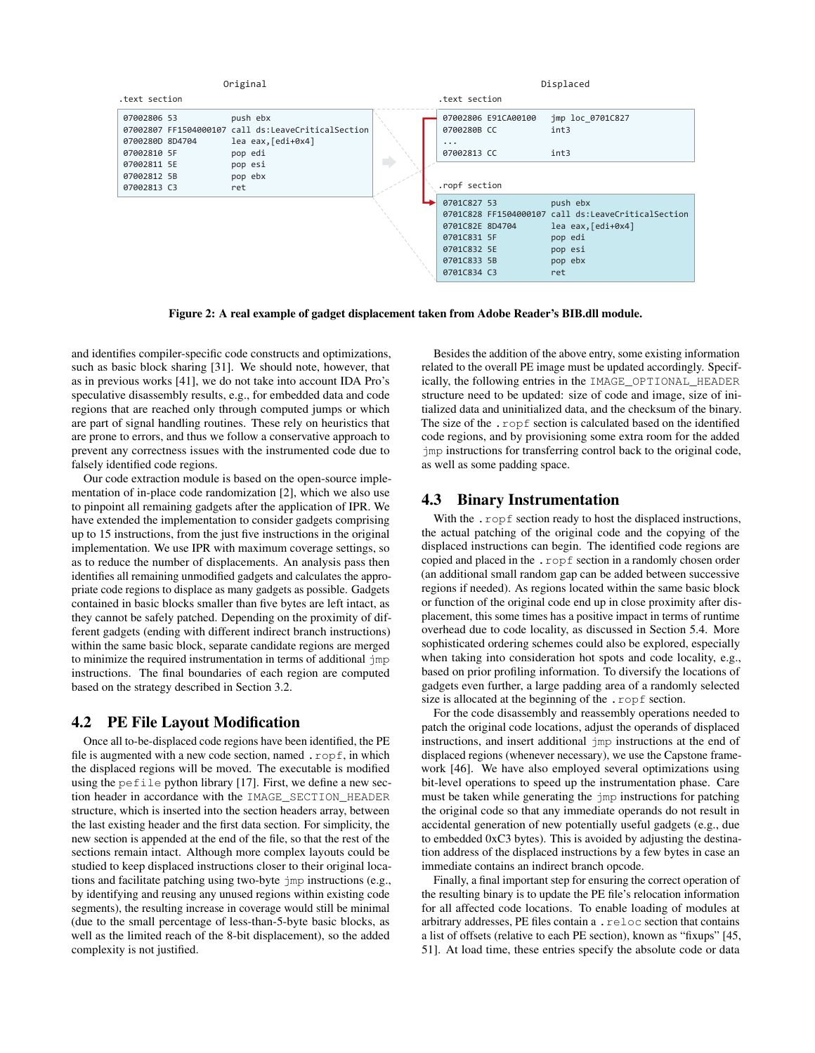Original

.text section

```
07002806 53              push ebx
07002807 FF1504000107    call ds:LeaveCriticalSection
0700280D 8D4704          lea eax,[edi+0x4]
07002810 5F              pop edi
07002811 5E              pop esi
07002812 5B              pop ebx
07002813 C3              ret
```

Displaced

.text section

```
07002806 E91CA00100      jmp loc_0701C827
0700280B CC              int3
...
07002813 CC              int3
```

.ropf section

```
0701C827 53              push ebx
0701C828 FF1504000107    call ds:LeaveCriticalSection
0701C82E 8D4704          lea eax,[edi+0x4]
0701C831 5F              pop edi
0701C832 5E              pop esi
0701C833 5B              pop ebx
0701C834 C3              ret
```

**Figure 2: A real example of gadget displacement taken from Adobe Reader's BIB.dll module.**

and identifies compiler-specific code constructs and optimizations, such as basic block sharing [31]. We should note, however, that as in previous works [41], we do not take into account IDA Pro's speculative disassembly results, e.g., for embedded data and code regions that are reached only through computed jumps or which are part of signal handling routines. These rely on heuristics that are prone to errors, and thus we follow a conservative approach to prevent any correctness issues with the instrumented code due to falsely identified code regions.

Our code extraction module is based on the open-source implementation of in-place code randomization [2], which we also use to pinpoint all remaining gadgets after the application of IPR. We have extended the implementation to consider gadgets comprising up to 15 instructions, from the just five instructions in the original implementation. We use IPR with maximum coverage settings, so as to reduce the number of displacements. An analysis pass then identifies all remaining unmodified gadgets and calculates the appropriate code regions to displace as many gadgets as possible. Gadgets contained in basic blocks smaller than five bytes are left intact, as they cannot be safely patched. Depending on the proximity of different gadgets (ending with different indirect branch instructions) within the same basic block, separate candidate regions are merged to minimize the required instrumentation in terms of additional jmp instructions. The final boundaries of each region are computed based on the strategy described in Section 3.2.

## 4.2 PE File Layout Modification

Once all to-be-displaced code regions have been identified, the PE file is augmented with a new code section, named .ropf, in which the displaced regions will be moved. The executable is modified using the pefile python library [17]. First, we define a new section header in accordance with the IMAGE_SECTION_HEADER structure, which is inserted into the section headers array, between the last existing header and the first data section. For simplicity, the new section is appended at the end of the file, so that the rest of the sections remain intact. Although more complex layouts could be studied to keep displaced instructions closer to their original locations and facilitate patching using two-byte jmp instructions (e.g., by identifying and reusing any unused regions within existing code segments), the resulting increase in coverage would still be minimal (due to the small percentage of less-than-5-byte basic blocks, as well as the limited reach of the 8-bit displacement), so the added complexity is not justified.

Besides the addition of the above entry, some existing information related to the overall PE image must be updated accordingly. Specifically, the following entries in the IMAGE_OPTIONAL_HEADER structure need to be updated: size of code and image, size of initialized data and uninitialized data, and the checksum of the binary. The size of the .ropf section is calculated based on the identified code regions, and by provisioning some extra room for the added jmp instructions for transferring control back to the original code, as well as some padding space.

## 4.3 Binary Instrumentation

With the .ropf section ready to host the displaced instructions, the actual patching of the original code and the copying of the displaced instructions can begin. The identified code regions are copied and placed in the .ropf section in a randomly chosen order (an additional small random gap can be added between successive regions if needed). As regions located within the same basic block or function of the original code end up in close proximity after displacement, this some times has a positive impact in terms of runtime overhead due to code locality, as discussed in Section 5.4. More sophisticated ordering schemes could also be explored, especially when taking into consideration hot spots and code locality, e.g., based on prior profiling information. To diversify the locations of gadgets even further, a large padding area of a randomly selected size is allocated at the beginning of the .ropf section.

For the code disassembly and reassembly operations needed to patch the original code locations, adjust the operands of displaced instructions, and insert additional jmp instructions at the end of displaced regions (whenever necessary), we use the Capstone framework [46]. We have also employed several optimizations using bit-level operations to speed up the instrumentation phase. Care must be taken while generating the jmp instructions for patching the original code so that any immediate operands do not result in accidental generation of new potentially useful gadgets (e.g., due to embedded 0xC3 bytes). This is avoided by adjusting the destination address of the displaced instructions by a few bytes in case an immediate contains an indirect branch opcode.

Finally, a final important step for ensuring the correct operation of the resulting binary is to update the PE file's relocation information for all affected code locations. To enable loading of modules at arbitrary addresses, PE files contain a .reloc section that contains a list of offsets (relative to each PE section), known as "fixups" [45, 51]. At load time, these entries specify the absolute code or data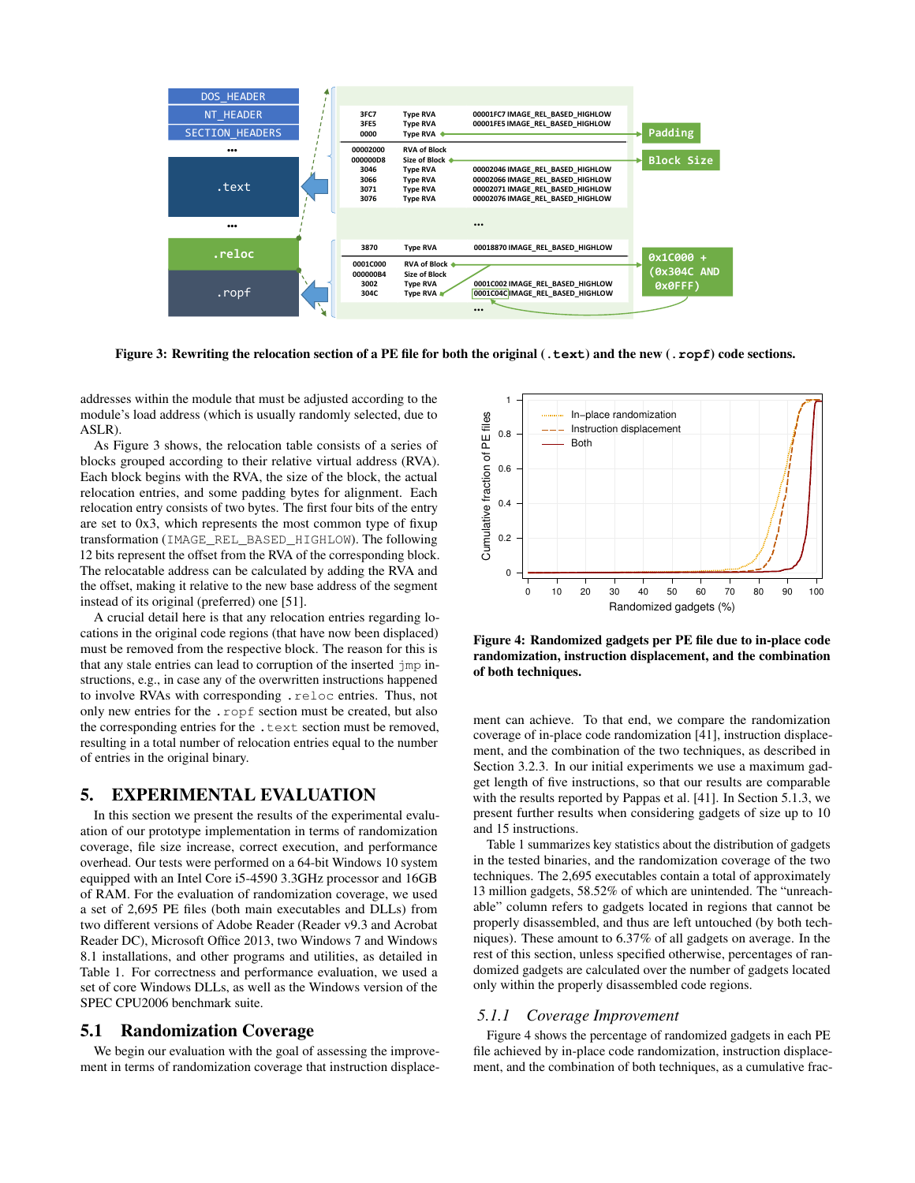Figure 3: Rewriting the relocation section of a PE file for both the original (.text) and the new (.ropf) code sections.

addresses within the module that must be adjusted according to the module's load address (which is usually randomly selected, due to ASLR).

As Figure 3 shows, the relocation table consists of a series of blocks grouped according to their relative virtual address (RVA). Each block begins with the RVA, the size of the block, the actual relocation entries, and some padding bytes for alignment. Each relocation entry consists of two bytes. The first four bits of the entry are set to 0x3, which represents the most common type of fixup transformation (IMAGE_REL_BASED_HIGHLOW). The following 12 bits represent the offset from the RVA of the corresponding block. The relocatable address can be calculated by adding the RVA and the offset, making it relative to the new base address of the segment instead of its original (preferred) one [51].

A crucial detail here is that any relocation entries regarding locations in the original code regions (that have now been displaced) must be removed from the respective block. The reason for this is that any stale entries can lead to corruption of the inserted jmp instructions, e.g., in case any of the overwritten instructions happened to involve RVAs with corresponding .reloc entries. Thus, not only new entries for the .ropf section must be created, but also the corresponding entries for the .text section must be removed, resulting in a total number of relocation entries equal to the number of entries in the original binary.

## 5. EXPERIMENTAL EVALUATION

In this section we present the results of the experimental evaluation of our prototype implementation in terms of randomization coverage, file size increase, correct execution, and performance overhead. Our tests were performed on a 64-bit Windows 10 system equipped with an Intel Core i5-4590 3.3GHz processor and 16GB of RAM. For the evaluation of randomization coverage, we used a set of 2,695 PE files (both main executables and DLLs) from two different versions of Adobe Reader (Reader v9.3 and Acrobat Reader DC), Microsoft Office 2013, two Windows 7 and Windows 8.1 installations, and other programs and utilities, as detailed in Table 1. For correctness and performance evaluation, we used a set of core Windows DLLs, as well as the Windows version of the SPEC CPU2006 benchmark suite.

### 5.1 Randomization Coverage

We begin our evaluation with the goal of assessing the improvement in terms of randomization coverage that instruction displacement can achieve. To that end, we compare the randomization coverage of in-place code randomization [41], instruction displacement, and the combination of the two techniques, as described in Section 3.2.3. In our initial experiments we use a maximum gadget length of five instructions, so that our results are comparable with the results reported by Pappas et al. [41]. In Section 5.1.3, we present further results when considering gadgets of size up to 10 and 15 instructions.

Figure 4: Randomized gadgets per PE file due to in-place code randomization, instruction displacement, and the combination of both techniques.

Table 1 summarizes key statistics about the distribution of gadgets in the tested binaries, and the randomization coverage of the two techniques. The 2,695 executables contain a total of approximately 13 million gadgets, 58.52% of which are unintended. The "unreachable" column refers to gadgets located in regions that cannot be properly disassembled, and thus are left untouched (by both techniques). These amount to 6.37% of all gadgets on average. In the rest of this section, unless specified otherwise, percentages of randomized gadgets are calculated over the number of gadgets located only within the properly disassembled code regions.

#### 5.1.1 *Coverage Improvement*

Figure 4 shows the percentage of randomized gadgets in each PE file achieved by in-place code randomization, instruction displacement, and the combination of both techniques, as a cumulative frac-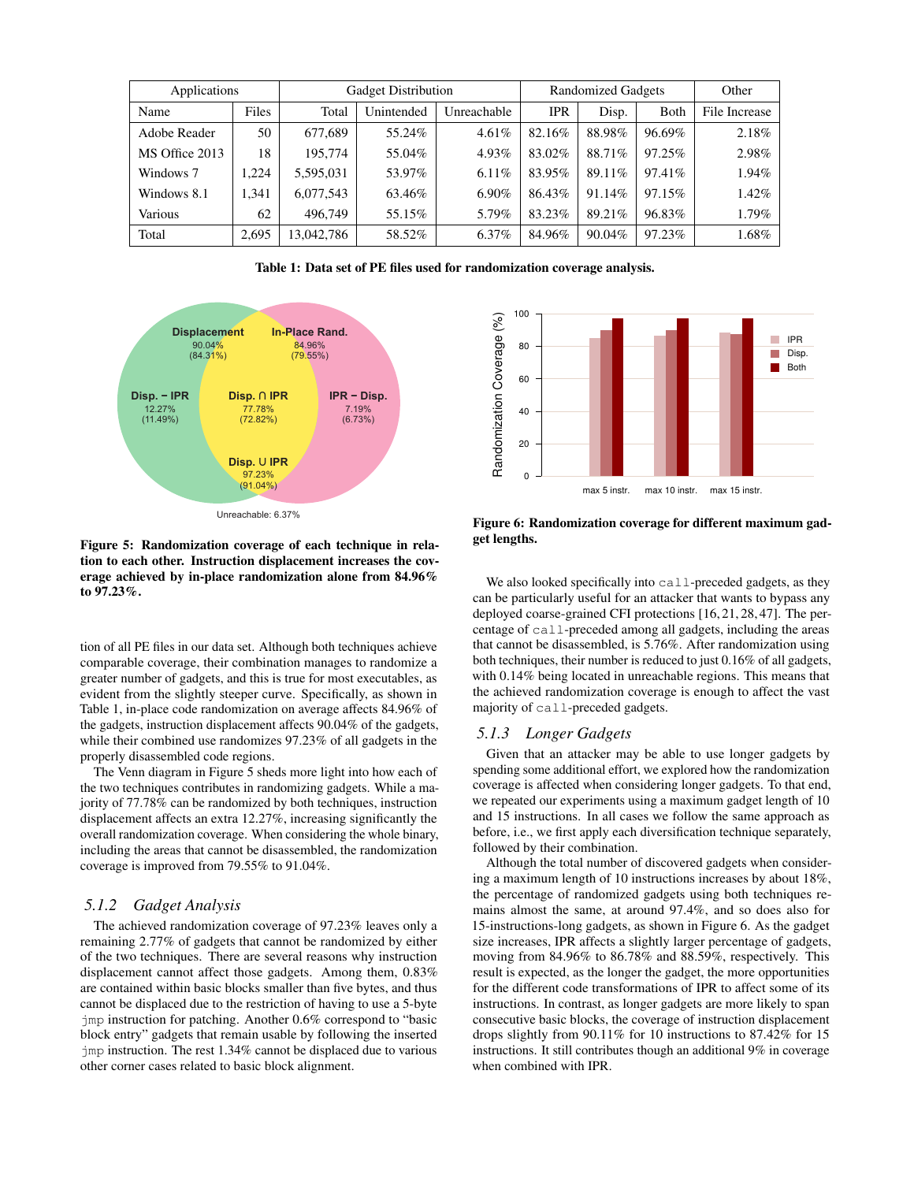| Applications | | Gadget Distribution | | | Randomized Gadgets | | | Other |
|---|---|---|---|---|---|---|---|---|
| Name | Files | Total | Unintended | Unreachable | IPR | Disp. | Both | File Increase |
| Adobe Reader | 50 | 677,689 | 55.24% | 4.61% | 82.16% | 88.98% | 96.69% | 2.18% |
| MS Office 2013 | 18 | 195,774 | 55.04% | 4.93% | 83.02% | 88.71% | 97.25% | 2.98% |
| Windows 7 | 1,224 | 5,595,031 | 53.97% | 6.11% | 83.95% | 89.11% | 97.41% | 1.94% |
| Windows 8.1 | 1,341 | 6,077,543 | 63.46% | 6.90% | 86.43% | 91.14% | 97.15% | 1.42% |
| Various | 62 | 496,749 | 55.15% | 5.79% | 83.23% | 89.21% | 96.83% | 1.79% |
| Total | 2,695 | 13,042,786 | 58.52% | 6.37% | 84.96% | 90.04% | 97.23% | 1.68% |

**Table 1: Data set of PE files used for randomization coverage analysis.**

**Figure 5: Randomization coverage of each technique in relation to each other. Instruction displacement increases the coverage achieved by in-place randomization alone from 84.96% to 97.23%.**

**Figure 6: Randomization coverage for different maximum gadget lengths.**

tion of all PE files in our data set. Although both techniques achieve comparable coverage, their combination manages to randomize a greater number of gadgets, and this is true for most executables, as evident from the slightly steeper curve. Specifically, as shown in Table 1, in-place code randomization on average affects 84.96% of the gadgets, instruction displacement affects 90.04% of the gadgets, while their combined use randomizes 97.23% of all gadgets in the properly disassembled code regions.

The Venn diagram in Figure 5 sheds more light into how each of the two techniques contributes in randomizing gadgets. While a majority of 77.78% can be randomized by both techniques, instruction displacement affects an extra 12.27%, increasing significantly the overall randomization coverage. When considering the whole binary, including the areas that cannot be disassembled, the randomization coverage is improved from 79.55% to 91.04%.

### 5.1.2 Gadget Analysis

The achieved randomization coverage of 97.23% leaves only a remaining 2.77% of gadgets that cannot be randomized by either of the two techniques. There are several reasons why instruction displacement cannot affect those gadgets. Among them, 0.83% are contained within basic blocks smaller than five bytes, and thus cannot be displaced due to the restriction of having to use a 5-byte `jmp` instruction for patching. Another 0.6% correspond to "basic block entry" gadgets that remain usable by following the inserted `jmp` instruction. The rest 1.34% cannot be displaced due to various other corner cases related to basic block alignment.

We also looked specifically into `call`-preceded gadgets, as they can be particularly useful for an attacker that wants to bypass any deployed coarse-grained CFI protections [16, 21, 28, 47]. The percentage of `call`-preceded among all gadgets, including the areas that cannot be disassembled, is 5.76%. After randomization using both techniques, their number is reduced to just 0.16% of all gadgets, with 0.14% being located in unreachable regions. This means that the achieved randomization coverage is enough to affect the vast majority of `call`-preceded gadgets.

### 5.1.3 Longer Gadgets

Given that an attacker may be able to use longer gadgets by spending some additional effort, we explored how the randomization coverage is affected when considering longer gadgets. To that end, we repeated our experiments using a maximum gadget length of 10 and 15 instructions. In all cases we follow the same approach as before, i.e., we first apply each diversification technique separately, followed by their combination.

Although the total number of discovered gadgets when considering a maximum length of 10 instructions increases by about 18%, the percentage of randomized gadgets using both techniques remains almost the same, at around 97.4%, and so does also for 15-instructions-long gadgets, as shown in Figure 6. As the gadget size increases, IPR affects a slightly larger percentage of gadgets, moving from 84.96% to 86.78% and 88.59%, respectively. This result is expected, as the longer the gadget, the more opportunities for the different code transformations of IPR to affect some of its instructions. In contrast, as longer gadgets are more likely to span consecutive basic blocks, the coverage of instruction displacement drops slightly from 90.11% for 10 instructions to 87.42% for 15 instructions. It still contributes though an additional 9% in coverage when combined with IPR.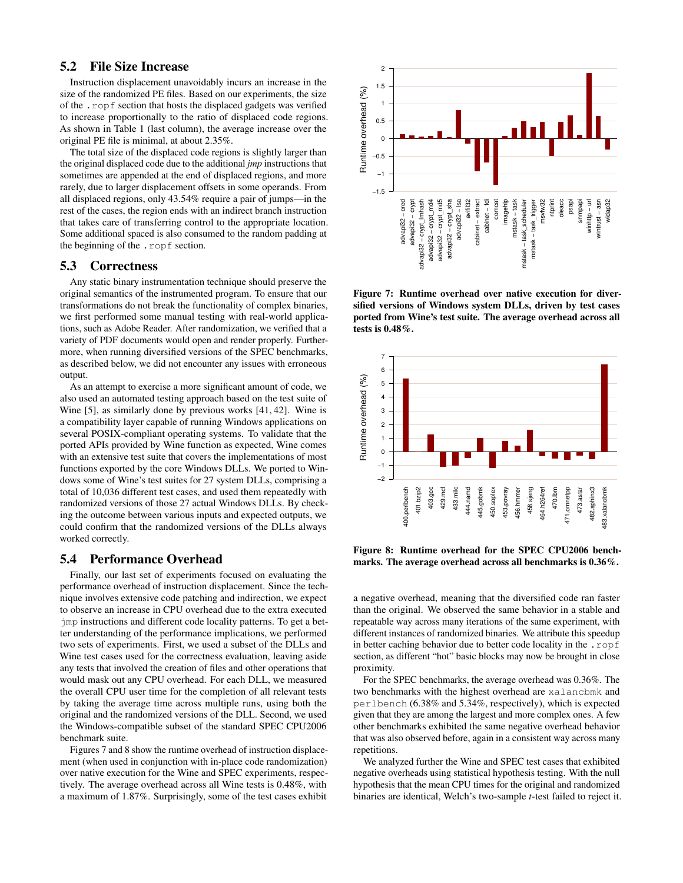## 5.2 File Size Increase

Instruction displacement unavoidably incurs an increase in the size of the randomized PE files. Based on our experiments, the size of the `.ropf` section that hosts the displaced gadgets was verified to increase proportionally to the ratio of displaced code regions. As shown in Table 1 (last column), the average increase over the original PE file is minimal, at about 2.35%.

The total size of the displaced code regions is slightly larger than the original displaced code due to the additional *jmp* instructions that sometimes are appended at the end of displaced regions, and more rarely, due to larger displacement offsets in some operands. From all displaced regions, only 43.54% require a pair of jumps—in the rest of the cases, the region ends with an indirect branch instruction that takes care of transferring control to the appropriate location. Some additional spaced is also consumed to the random padding at the beginning of the `.ropf` section.

## 5.3 Correctness

Any static binary instrumentation technique should preserve the original semantics of the instrumented program. To ensure that our transformations do not break the functionality of complex binaries, we first performed some manual testing with real-world applications, such as Adobe Reader. After randomization, we verified that a variety of PDF documents would open and render properly. Furthermore, when running diversified versions of the SPEC benchmarks, as described below, we did not encounter any issues with erroneous output.

As an attempt to exercise a more significant amount of code, we also used an automated testing approach based on the test suite of Wine [5], as similarly done by previous works [41, 42]. Wine is a compatibility layer capable of running Windows applications on several POSIX-compliant operating systems. To validate that the ported APIs provided by Wine function as expected, Wine comes with an extensive test suite that covers the implementations of most functions exported by the core Windows DLLs. We ported to Windows some of Wine's test suites for 27 system DLLs, comprising a total of 10,036 different test cases, and used them repeatedly with randomized versions of those 27 actual Windows DLLs. By checking the outcome between various inputs and expected outputs, we could confirm that the randomized versions of the DLLs always worked correctly.

## 5.4 Performance Overhead

Finally, our last set of experiments focused on evaluating the performance overhead of instruction displacement. Since the technique involves extensive code patching and indirection, we expect to observe an increase in CPU overhead due to the extra executed `jmp` instructions and different code locality patterns. To get a better understanding of the performance implications, we performed two sets of experiments. First, we used a subset of the DLLs and Wine test cases used for the correctness evaluation, leaving aside any tests that involved the creation of files and other operations that would mask out any CPU overhead. For each DLL, we measured the overall CPU user time for the completion of all relevant tests by taking the average time across multiple runs, using both the original and the randomized versions of the DLL. Second, we used the Windows-compatible subset of the standard SPEC CPU2006 benchmark suite.

Figures 7 and 8 show the runtime overhead of instruction displacement (when used in conjunction with in-place code randomization) over native execution for the Wine and SPEC experiments, respectively. The average overhead across all Wine tests is 0.48%, with a maximum of 1.87%. Surprisingly, some of the test cases exhibit a negative overhead, meaning that the diversified code ran faster than the original. We observed the same behavior in a stable and repeatable way across many iterations of the same experiment, with different instances of randomized binaries. We attribute this speedup in better caching behavior due to better code locality in the `.ropf` section, as different "hot" basic blocks may now be brought in close proximity.

**Figure 7: Runtime overhead over native execution for diversified versions of Windows system DLLs, driven by test cases ported from Wine's test suite. The average overhead across all tests is 0.48%.**

**Figure 8: Runtime overhead for the SPEC CPU2006 benchmarks. The average overhead across all benchmarks is 0.36%.**

For the SPEC benchmarks, the average overhead was 0.36%. The two benchmarks with the highest overhead are `xalancbmk` and `perlbench` (6.38% and 5.34%, respectively), which is expected given that they are among the largest and more complex ones. A few other benchmarks exhibited the same negative overhead behavior that was also observed before, again in a consistent way across many repetitions.

We analyzed further the Wine and SPEC test cases that exhibited negative overheads using statistical hypothesis testing. With the null hypothesis that the mean CPU times for the original and randomized binaries are identical, Welch's two-sample *t*-test failed to reject it.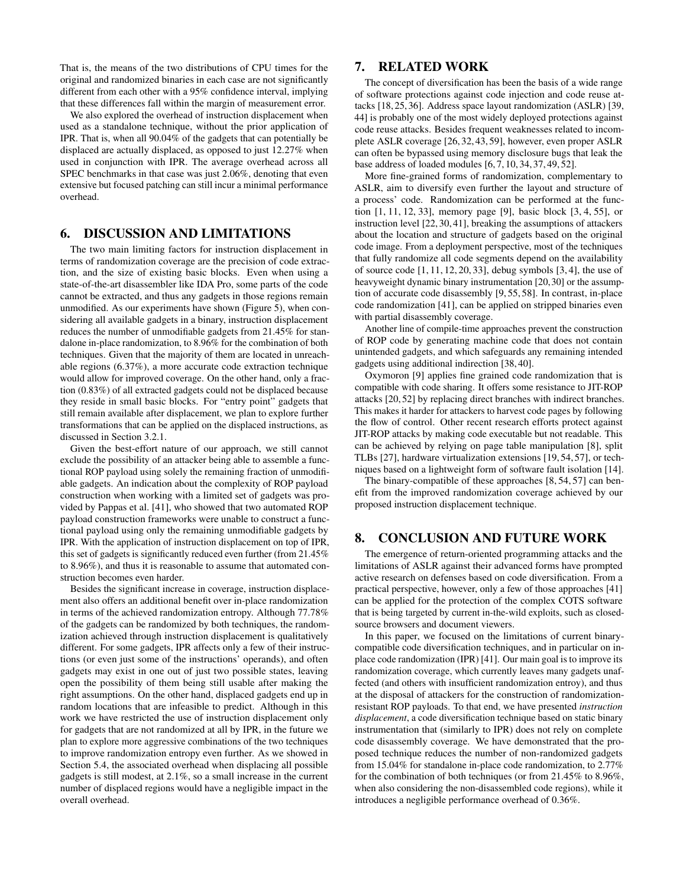That is, the means of the two distributions of CPU times for the original and randomized binaries in each case are not significantly different from each other with a 95% confidence interval, implying that these differences fall within the margin of measurement error.

We also explored the overhead of instruction displacement when used as a standalone technique, without the prior application of IPR. That is, when all 90.04% of the gadgets that can potentially be displaced are actually displaced, as opposed to just 12.27% when used in conjunction with IPR. The average overhead across all SPEC benchmarks in that case was just 2.06%, denoting that even extensive but focused patching can still incur a minimal performance overhead.

## 6. DISCUSSION AND LIMITATIONS

The two main limiting factors for instruction displacement in terms of randomization coverage are the precision of code extraction, and the size of existing basic blocks. Even when using a state-of-the-art disassembler like IDA Pro, some parts of the code cannot be extracted, and thus any gadgets in those regions remain unmodified. As our experiments have shown (Figure 5), when considering all available gadgets in a binary, instruction displacement reduces the number of unmodifiable gadgets from 21.45% for standalone in-place randomization, to 8.96% for the combination of both techniques. Given that the majority of them are located in unreachable regions (6.37%), a more accurate code extraction technique would allow for improved coverage. On the other hand, only a fraction (0.83%) of all extracted gadgets could not be displaced because they reside in small basic blocks. For "entry point" gadgets that still remain available after displacement, we plan to explore further transformations that can be applied on the displaced instructions, as discussed in Section 3.2.1.

Given the best-effort nature of our approach, we still cannot exclude the possibility of an attacker being able to assemble a functional ROP payload using solely the remaining fraction of unmodifiable gadgets. An indication about the complexity of ROP payload construction when working with a limited set of gadgets was provided by Pappas et al. [41], who showed that two automated ROP payload construction frameworks were unable to construct a functional payload using only the remaining unmodifiable gadgets by IPR. With the application of instruction displacement on top of IPR, this set of gadgets is significantly reduced even further (from 21.45% to 8.96%), and thus it is reasonable to assume that automated construction becomes even harder.

Besides the significant increase in coverage, instruction displacement also offers an additional benefit over in-place randomization in terms of the achieved randomization entropy. Although 77.78% of the gadgets can be randomized by both techniques, the randomization achieved through instruction displacement is qualitatively different. For some gadgets, IPR affects only a few of their instructions (or even just some of the instructions' operands), and often gadgets may exist in one out of just two possible states, leaving open the possibility of them being still usable after making the right assumptions. On the other hand, displaced gadgets end up in random locations that are infeasible to predict. Although in this work we have restricted the use of instruction displacement only for gadgets that are not randomized at all by IPR, in the future we plan to explore more aggressive combinations of the two techniques to improve randomization entropy even further. As we showed in Section 5.4, the associated overhead when displacing all possible gadgets is still modest, at 2.1%, so a small increase in the current number of displaced regions would have a negligible impact in the overall overhead.

## 7. RELATED WORK

The concept of diversification has been the basis of a wide range of software protections against code injection and code reuse attacks [18, 25, 36]. Address space layout randomization (ASLR) [39, 44] is probably one of the most widely deployed protections against code reuse attacks. Besides frequent weaknesses related to incomplete ASLR coverage [26, 32, 43, 59], however, even proper ASLR can often be bypassed using memory disclosure bugs that leak the base address of loaded modules [6, 7, 10, 34, 37, 49, 52].

More fine-grained forms of randomization, complementary to ASLR, aim to diversify even further the layout and structure of a process' code. Randomization can be performed at the function [1, 11, 12, 33], memory page [9], basic block [3, 4, 55], or instruction level [22, 30, 41], breaking the assumptions of attackers about the location and structure of gadgets based on the original code image. From a deployment perspective, most of the techniques that fully randomize all code segments depend on the availability of source code [1, 11, 12, 20, 33], debug symbols [3, 4], the use of heavyweight dynamic binary instrumentation [20, 30] or the assumption of accurate code disassembly [9, 55, 58]. In contrast, in-place code randomization [41], can be applied on stripped binaries even with partial disassembly coverage.

Another line of compile-time approaches prevent the construction of ROP code by generating machine code that does not contain unintended gadgets, and which safeguards any remaining intended gadgets using additional indirection [38, 40].

Oxymoron [9] applies fine grained code randomization that is compatible with code sharing. It offers some resistance to JIT-ROP attacks [20, 52] by replacing direct branches with indirect branches. This makes it harder for attackers to harvest code pages by following the flow of control. Other recent research efforts protect against JIT-ROP attacks by making code executable but not readable. This can be achieved by relying on page table manipulation [8], split TLBs [27], hardware virtualization extensions [19, 54, 57], or techniques based on a lightweight form of software fault isolation [14].

The binary-compatible of these approaches [8, 54, 57] can benefit from the improved randomization coverage achieved by our proposed instruction displacement technique.

## 8. CONCLUSION AND FUTURE WORK

The emergence of return-oriented programming attacks and the limitations of ASLR against their advanced forms have prompted active research on defenses based on code diversification. From a practical perspective, however, only a few of those approaches [41] can be applied for the protection of the complex COTS software that is being targeted by current in-the-wild exploits, such as closed-source browsers and document viewers.

In this paper, we focused on the limitations of current binary-compatible code diversification techniques, and in particular on in-place code randomization (IPR) [41]. Our main goal is to improve its randomization coverage, which currently leaves many gadgets unaffected (and others with insufficient randomization entropy), and thus at the disposal of attackers for the construction of randomization-resistant ROP payloads. To that end, we have presented *instruction displacement*, a code diversification technique based on static binary instrumentation that (similarly to IPR) does not rely on complete code disassembly coverage. We have demonstrated that the proposed technique reduces the number of non-randomized gadgets from 15.04% for standalone in-place code randomization, to 2.77% for the combination of both techniques (or from 21.45% to 8.96%, when also considering the non-disassembled code regions), while it introduces a negligible performance overhead of 0.36%.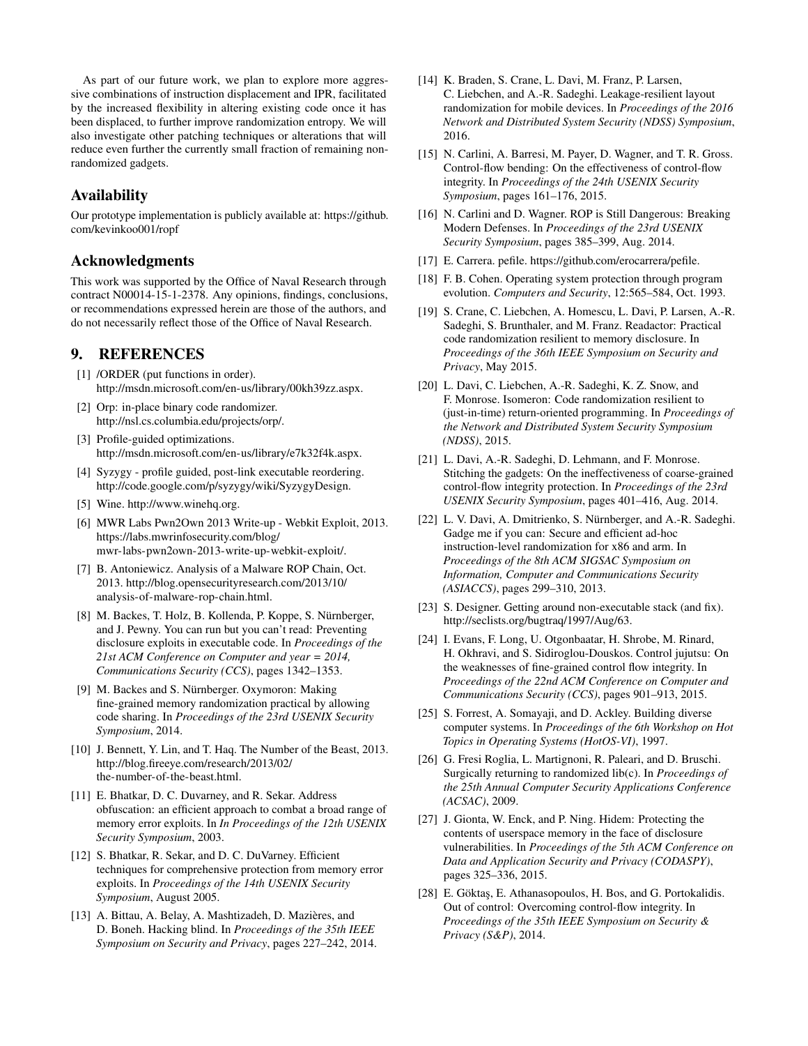As part of our future work, we plan to explore more aggressive combinations of instruction displacement and IPR, facilitated by the increased flexibility in altering existing code once it has been displaced, to further improve randomization entropy. We will also investigate other patching techniques or alterations that will reduce even further the currently small fraction of remaining non-randomized gadgets.

## Availability

Our prototype implementation is publicly available at: https://github.com/kevinkoo001/ropf

## Acknowledgments

This work was supported by the Office of Naval Research through contract N00014-15-1-2378. Any opinions, findings, conclusions, or recommendations expressed herein are those of the authors, and do not necessarily reflect those of the Office of Naval Research.

## 9. REFERENCES

[1] /ORDER (put functions in order). http://msdn.microsoft.com/en-us/library/00kh39zz.aspx.

[2] Orp: in-place binary code randomizer. http://nsl.cs.columbia.edu/projects/orp/.

[3] Profile-guided optimizations. http://msdn.microsoft.com/en-us/library/e7k32f4k.aspx.

[4] Syzygy - profile guided, post-link executable reordering. http://code.google.com/p/syzygy/wiki/SyzygyDesign.

[5] Wine. http://www.winehq.org.

[6] MWR Labs Pwn2Own 2013 Write-up - Webkit Exploit, 2013. https://labs.mwrinfosecurity.com/blog/mwr-labs-pwn2own-2013-write-up-webkit-exploit/.

[7] B. Antoniewicz. Analysis of a Malware ROP Chain, Oct. 2013. http://blog.opensecurityresearch.com/2013/10/analysis-of-malware-rop-chain.html.

[8] M. Backes, T. Holz, B. Kollenda, P. Koppe, S. Nürnberger, and J. Pewny. You can run but you can't read: Preventing disclosure exploits in executable code. In *Proceedings of the 21st ACM Conference on Computer and year = 2014, Communications Security (CCS)*, pages 1342–1353.

[9] M. Backes and S. Nürnberger. Oxymoron: Making fine-grained memory randomization practical by allowing code sharing. In *Proceedings of the 23rd USENIX Security Symposium*, 2014.

[10] J. Bennett, Y. Lin, and T. Haq. The Number of the Beast, 2013. http://blog.fireeye.com/research/2013/02/the-number-of-the-beast.html.

[11] E. Bhatkar, D. C. Duvarney, and R. Sekar. Address obfuscation: an efficient approach to combat a broad range of memory error exploits. In *In Proceedings of the 12th USENIX Security Symposium*, 2003.

[12] S. Bhatkar, R. Sekar, and D. C. DuVarney. Efficient techniques for comprehensive protection from memory error exploits. In *Proceedings of the 14th USENIX Security Symposium*, August 2005.

[13] A. Bittau, A. Belay, A. Mashtizadeh, D. Mazières, and D. Boneh. Hacking blind. In *Proceedings of the 35th IEEE Symposium on Security and Privacy*, pages 227–242, 2014.

[14] K. Braden, S. Crane, L. Davi, M. Franz, P. Larsen, C. Liebchen, and A.-R. Sadeghi. Leakage-resilient layout randomization for mobile devices. In *Proceedings of the 2016 Network and Distributed System Security (NDSS) Symposium*, 2016.

[15] N. Carlini, A. Barresi, M. Payer, D. Wagner, and T. R. Gross. Control-flow bending: On the effectiveness of control-flow integrity. In *Proceedings of the 24th USENIX Security Symposium*, pages 161–176, 2015.

[16] N. Carlini and D. Wagner. ROP is Still Dangerous: Breaking Modern Defenses. In *Proceedings of the 23rd USENIX Security Symposium*, pages 385–399, Aug. 2014.

[17] E. Carrera. pefile. https://github.com/erocarrera/pefile.

[18] F. B. Cohen. Operating system protection through program evolution. *Computers and Security*, 12:565–584, Oct. 1993.

[19] S. Crane, C. Liebchen, A. Homescu, L. Davi, P. Larsen, A.-R. Sadeghi, S. Brunthaler, and M. Franz. Readactor: Practical code randomization resilient to memory disclosure. In *Proceedings of the 36th IEEE Symposium on Security and Privacy*, May 2015.

[20] L. Davi, C. Liebchen, A.-R. Sadeghi, K. Z. Snow, and F. Monrose. Isomeron: Code randomization resilient to (just-in-time) return-oriented programming. In *Proceedings of the Network and Distributed System Security Symposium (NDSS)*, 2015.

[21] L. Davi, A.-R. Sadeghi, D. Lehmann, and F. Monrose. Stitching the gadgets: On the ineffectiveness of coarse-grained control-flow integrity protection. In *Proceedings of the 23rd USENIX Security Symposium*, pages 401–416, Aug. 2014.

[22] L. V. Davi, A. Dmitrienko, S. Nürnberger, and A.-R. Sadeghi. Gadge me if you can: Secure and efficient ad-hoc instruction-level randomization for x86 and arm. In *Proceedings of the 8th ACM SIGSAC Symposium on Information, Computer and Communications Security (ASIACCS)*, pages 299–310, 2013.

[23] S. Designer. Getting around non-executable stack (and fix). http://seclists.org/bugtraq/1997/Aug/63.

[24] I. Evans, F. Long, U. Otgonbaatar, H. Shrobe, M. Rinard, H. Okhravi, and S. Sidiroglou-Douskos. Control jujutsu: On the weaknesses of fine-grained control flow integrity. In *Proceedings of the 22nd ACM Conference on Computer and Communications Security (CCS)*, pages 901–913, 2015.

[25] S. Forrest, A. Somayaji, and D. Ackley. Building diverse computer systems. In *Proceedings of the 6th Workshop on Hot Topics in Operating Systems (HotOS-VI)*, 1997.

[26] G. Fresi Roglia, L. Martignoni, R. Paleari, and D. Bruschi. Surgically returning to randomized lib(c). In *Proceedings of the 25th Annual Computer Security Applications Conference (ACSAC)*, 2009.

[27] J. Gionta, W. Enck, and P. Ning. Hidem: Protecting the contents of userspace memory in the face of disclosure vulnerabilities. In *Proceedings of the 5th ACM Conference on Data and Application Security and Privacy (CODASPY)*, pages 325–336, 2015.

[28] E. Göktaş, E. Athanasopoulos, H. Bos, and G. Portokalidis. Out of control: Overcoming control-flow integrity. In *Proceedings of the 35th IEEE Symposium on Security & Privacy (S&P)*, 2014.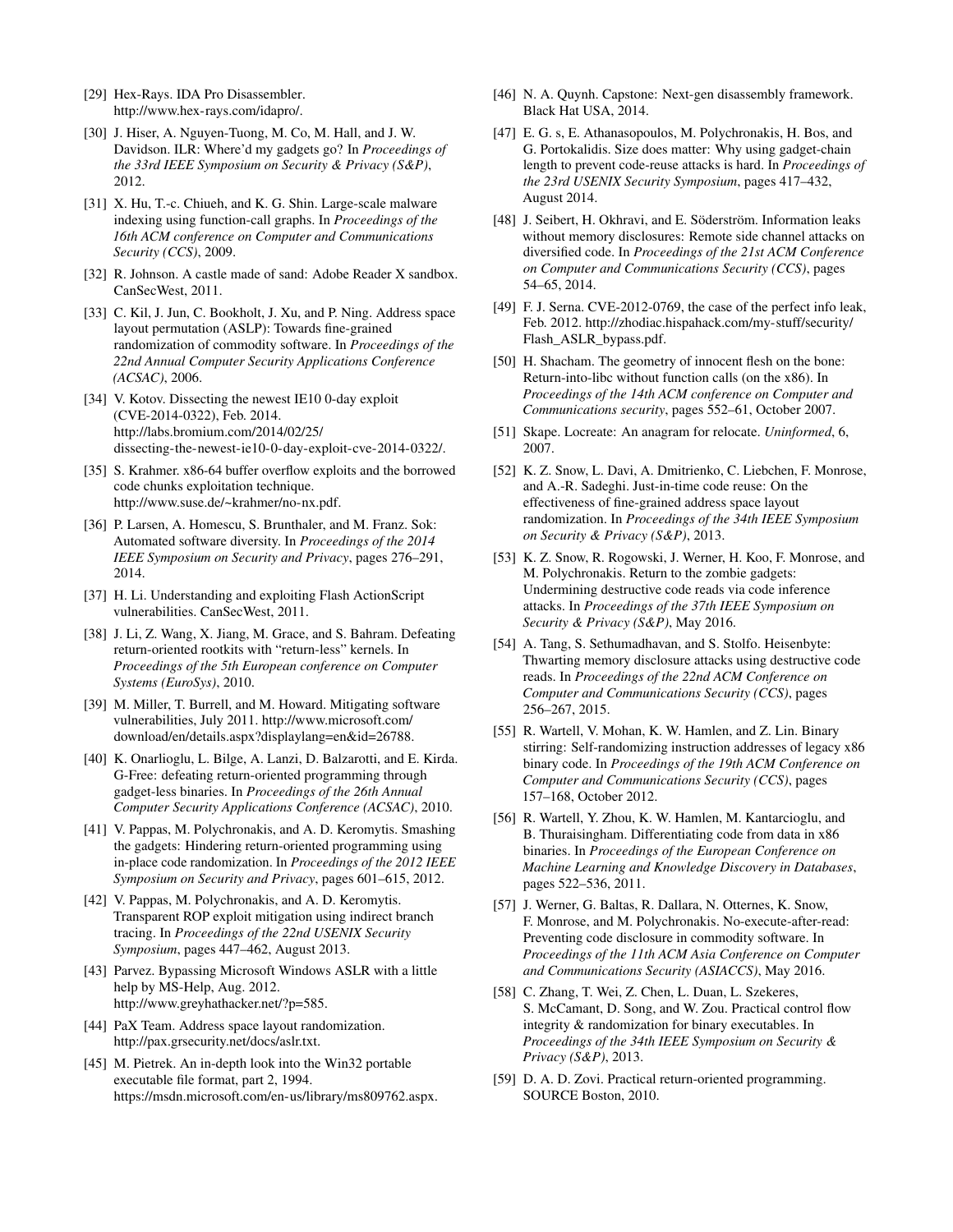[29] Hex-Rays. IDA Pro Disassembler. http://www.hex-rays.com/idapro/.

[30] J. Hiser, A. Nguyen-Tuong, M. Co, M. Hall, and J. W. Davidson. ILR: Where'd my gadgets go? In *Proceedings of the 33rd IEEE Symposium on Security & Privacy (S&P)*, 2012.

[31] X. Hu, T.-c. Chiueh, and K. G. Shin. Large-scale malware indexing using function-call graphs. In *Proceedings of the 16th ACM conference on Computer and Communications Security (CCS)*, 2009.

[32] R. Johnson. A castle made of sand: Adobe Reader X sandbox. CanSecWest, 2011.

[33] C. Kil, J. Jun, C. Bookholt, J. Xu, and P. Ning. Address space layout permutation (ASLP): Towards fine-grained randomization of commodity software. In *Proceedings of the 22nd Annual Computer Security Applications Conference (ACSAC)*, 2006.

[34] V. Kotov. Dissecting the newest IE10 0-day exploit (CVE-2014-0322), Feb. 2014. http://labs.bromium.com/2014/02/25/dissecting-the-newest-ie10-0-day-exploit-cve-2014-0322/.

[35] S. Krahmer. x86-64 buffer overflow exploits and the borrowed code chunks exploitation technique. http://www.suse.de/~krahmer/no-nx.pdf.

[36] P. Larsen, A. Homescu, S. Brunthaler, and M. Franz. Sok: Automated software diversity. In *Proceedings of the 2014 IEEE Symposium on Security and Privacy*, pages 276–291, 2014.

[37] H. Li. Understanding and exploiting Flash ActionScript vulnerabilities. CanSecWest, 2011.

[38] J. Li, Z. Wang, X. Jiang, M. Grace, and S. Bahram. Defeating return-oriented rootkits with "return-less" kernels. In *Proceedings of the 5th European conference on Computer Systems (EuroSys)*, 2010.

[39] M. Miller, T. Burrell, and M. Howard. Mitigating software vulnerabilities, July 2011. http://www.microsoft.com/download/en/details.aspx?displaylang=en&id=26788.

[40] K. Onarlioglu, L. Bilge, A. Lanzi, D. Balzarotti, and E. Kirda. G-Free: defeating return-oriented programming through gadget-less binaries. In *Proceedings of the 26th Annual Computer Security Applications Conference (ACSAC)*, 2010.

[41] V. Pappas, M. Polychronakis, and A. D. Keromytis. Smashing the gadgets: Hindering return-oriented programming using in-place code randomization. In *Proceedings of the 2012 IEEE Symposium on Security and Privacy*, pages 601–615, 2012.

[42] V. Pappas, M. Polychronakis, and A. D. Keromytis. Transparent ROP exploit mitigation using indirect branch tracing. In *Proceedings of the 22nd USENIX Security Symposium*, pages 447–462, August 2013.

[43] Parvez. Bypassing Microsoft Windows ASLR with a little help by MS-Help, Aug. 2012. http://www.greyhathacker.net/?p=585.

[44] PaX Team. Address space layout randomization. http://pax.grsecurity.net/docs/aslr.txt.

[45] M. Pietrek. An in-depth look into the Win32 portable executable file format, part 2, 1994. https://msdn.microsoft.com/en-us/library/ms809762.aspx.

[46] N. A. Quynh. Capstone: Next-gen disassembly framework. Black Hat USA, 2014.

[47] E. G. s, E. Athanasopoulos, M. Polychronakis, H. Bos, and G. Portokalidis. Size does matter: Why using gadget-chain length to prevent code-reuse attacks is hard. In *Proceedings of the 23rd USENIX Security Symposium*, pages 417–432, August 2014.

[48] J. Seibert, H. Okhravi, and E. Söderström. Information leaks without memory disclosures: Remote side channel attacks on diversified code. In *Proceedings of the 21st ACM Conference on Computer and Communications Security (CCS)*, pages 54–65, 2014.

[49] F. J. Serna. CVE-2012-0769, the case of the perfect info leak, Feb. 2012. http://zhodiac.hispahack.com/my-stuff/security/Flash_ASLR_bypass.pdf.

[50] H. Shacham. The geometry of innocent flesh on the bone: Return-into-libc without function calls (on the x86). In *Proceedings of the 14th ACM conference on Computer and Communications security*, pages 552–61, October 2007.

[51] Skape. Locreate: An anagram for relocate. *Uninformed*, 6, 2007.

[52] K. Z. Snow, L. Davi, A. Dmitrienko, C. Liebchen, F. Monrose, and A.-R. Sadeghi. Just-in-time code reuse: On the effectiveness of fine-grained address space layout randomization. In *Proceedings of the 34th IEEE Symposium on Security & Privacy (S&P)*, 2013.

[53] K. Z. Snow, R. Rogowski, J. Werner, H. Koo, F. Monrose, and M. Polychronakis. Return to the zombie gadgets: Undermining destructive code reads via code inference attacks. In *Proceedings of the 37th IEEE Symposium on Security & Privacy (S&P)*, May 2016.

[54] A. Tang, S. Sethumadhavan, and S. Stolfo. Heisenbyte: Thwarting memory disclosure attacks using destructive code reads. In *Proceedings of the 22nd ACM Conference on Computer and Communications Security (CCS)*, pages 256–267, 2015.

[55] R. Wartell, V. Mohan, K. W. Hamlen, and Z. Lin. Binary stirring: Self-randomizing instruction addresses of legacy x86 binary code. In *Proceedings of the 19th ACM Conference on Computer and Communications Security (CCS)*, pages 157–168, October 2012.

[56] R. Wartell, Y. Zhou, K. W. Hamlen, M. Kantarcioglu, and B. Thuraisingham. Differentiating code from data in x86 binaries. In *Proceedings of the European Conference on Machine Learning and Knowledge Discovery in Databases*, pages 522–536, 2011.

[57] J. Werner, G. Baltas, R. Dallara, N. Otternes, K. Snow, F. Monrose, and M. Polychronakis. No-execute-after-read: Preventing code disclosure in commodity software. In *Proceedings of the 11th ACM Asia Conference on Computer and Communications Security (ASIACCS)*, May 2016.

[58] C. Zhang, T. Wei, Z. Chen, L. Duan, L. Szekeres, S. McCamant, D. Song, and W. Zou. Practical control flow integrity & randomization for binary executables. In *Proceedings of the 34th IEEE Symposium on Security & Privacy (S&P)*, 2013.

[59] D. A. D. Zovi. Practical return-oriented programming. SOURCE Boston, 2010.